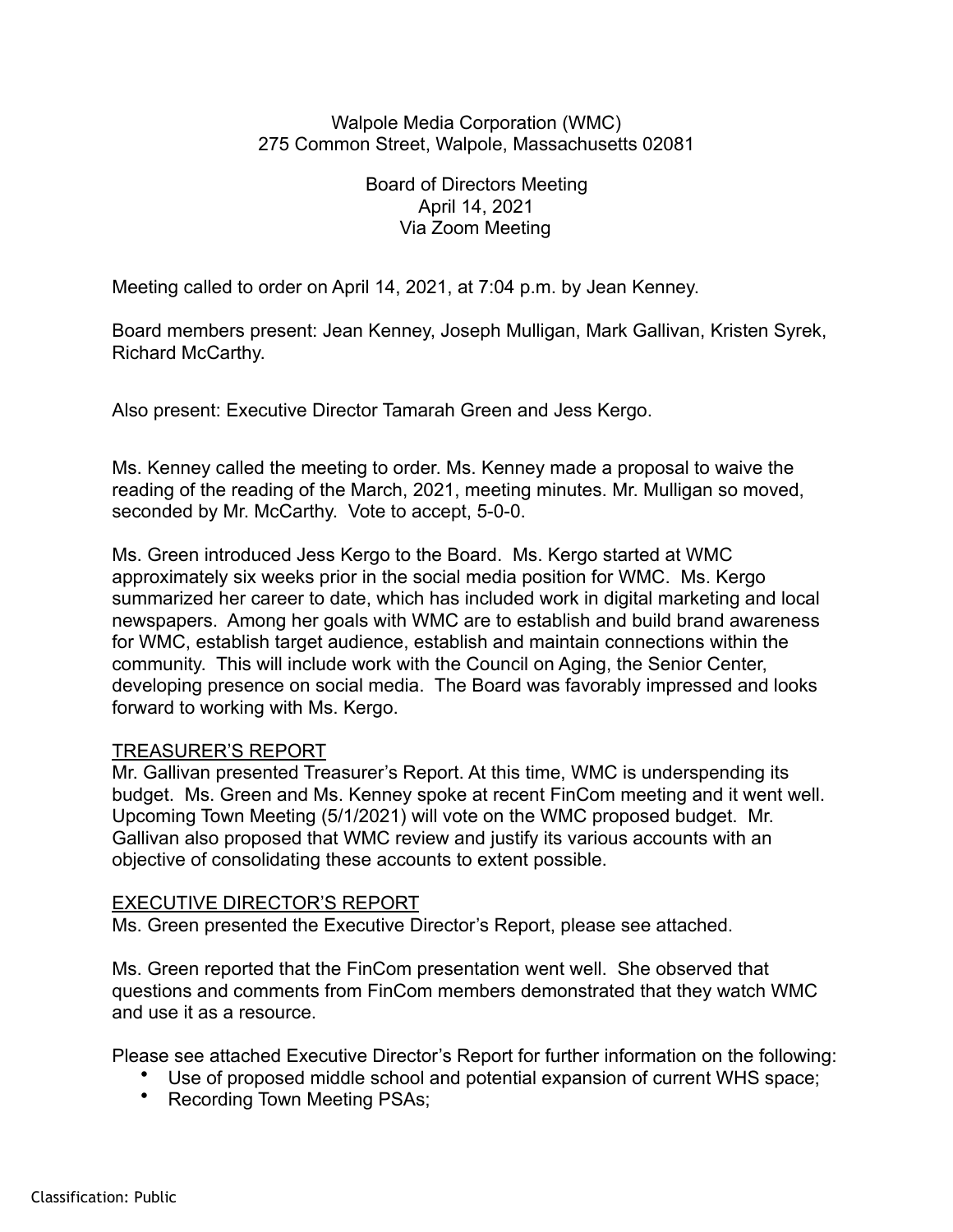Walpole Media Corporation (WMC)
275 Common Street, Walpole, Massachusetts 02081

Board of Directors Meeting
April 14, 2021
Via Zoom Meeting

Meeting called to order on April 14, 2021, at 7:04 p.m. by Jean Kenney.

Board members present: Jean Kenney, Joseph Mulligan, Mark Gallivan, Kristen Syrek, Richard McCarthy.

Also present: Executive Director Tamarah Green and Jess Kergo.

Ms. Kenney called the meeting to order. Ms. Kenney made a proposal to waive the reading of the reading of the March, 2021, meeting minutes. Mr. Mulligan so moved, seconded by Mr. McCarthy. Vote to accept, 5-0-0.

Ms. Green introduced Jess Kergo to the Board. Ms. Kergo started at WMC approximately six weeks prior in the social media position for WMC. Ms. Kergo summarized her career to date, which has included work in digital marketing and local newspapers. Among her goals with WMC are to establish and build brand awareness for WMC, establish target audience, establish and maintain connections within the community. This will include work with the Council on Aging, the Senior Center, developing presence on social media. The Board was favorably impressed and looks forward to working with Ms. Kergo.

## TREASURER'S REPORT

Mr. Gallivan presented Treasurer's Report. At this time, WMC is underspending its budget. Ms. Green and Ms. Kenney spoke at recent FinCom meeting and it went well. Upcoming Town Meeting (5/1/2021) will vote on the WMC proposed budget. Mr. Gallivan also proposed that WMC review and justify its various accounts with an objective of consolidating these accounts to extent possible.

## EXECUTIVE DIRECTOR'S REPORT

Ms. Green presented the Executive Director's Report, please see attached.

Ms. Green reported that the FinCom presentation went well. She observed that questions and comments from FinCom members demonstrated that they watch WMC and use it as a resource.

Please see attached Executive Director's Report for further information on the following:

- Use of proposed middle school and potential expansion of current WHS space;
- Recording Town Meeting PSAs;

Classification: Public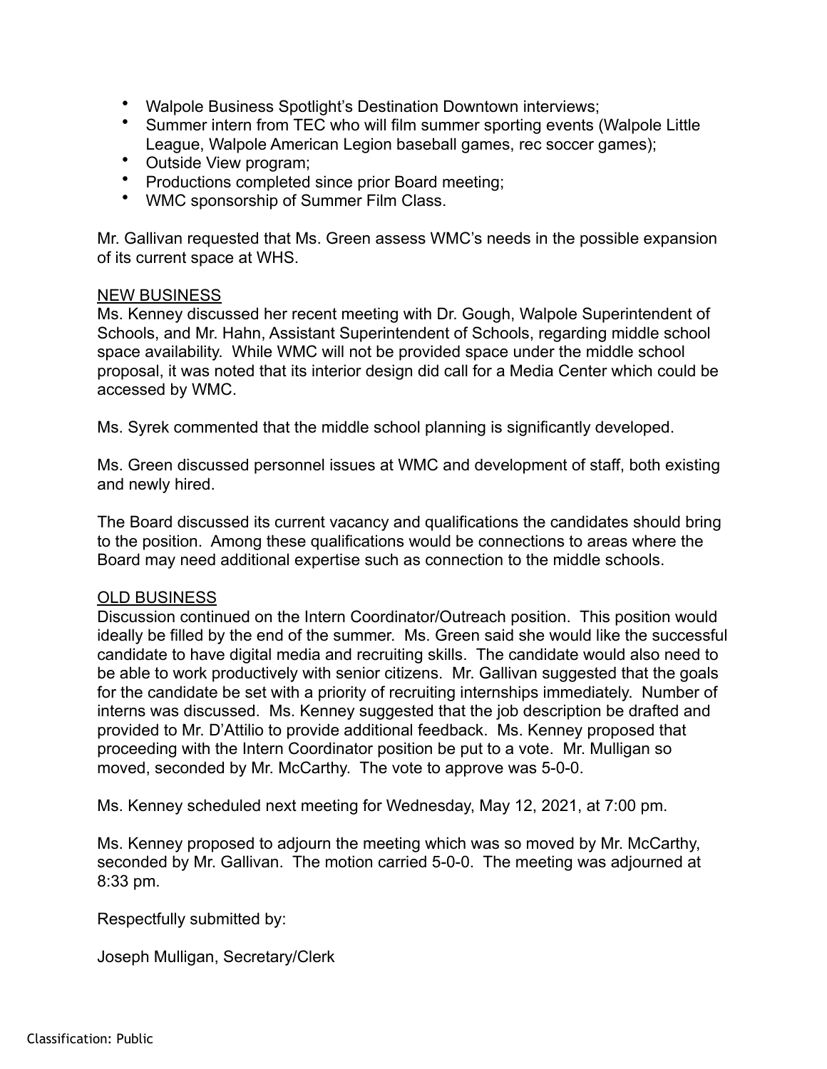- Walpole Business Spotlight's Destination Downtown interviews;
- Summer intern from TEC who will film summer sporting events (Walpole Little League, Walpole American Legion baseball games, rec soccer games);
- Outside View program;
- Productions completed since prior Board meeting;
- WMC sponsorship of Summer Film Class.

Mr. Gallivan requested that Ms. Green assess WMC's needs in the possible expansion of its current space at WHS.

<u>NEW BUSINESS</u>

Ms. Kenney discussed her recent meeting with Dr. Gough, Walpole Superintendent of Schools, and Mr. Hahn, Assistant Superintendent of Schools, regarding middle school space availability. While WMC will not be provided space under the middle school proposal, it was noted that its interior design did call for a Media Center which could be accessed by WMC.

Ms. Syrek commented that the middle school planning is significantly developed.

Ms. Green discussed personnel issues at WMC and development of staff, both existing and newly hired.

The Board discussed its current vacancy and qualifications the candidates should bring to the position. Among these qualifications would be connections to areas where the Board may need additional expertise such as connection to the middle schools.

<u>OLD BUSINESS</u>

Discussion continued on the Intern Coordinator/Outreach position. This position would ideally be filled by the end of the summer. Ms. Green said she would like the successful candidate to have digital media and recruiting skills. The candidate would also need to be able to work productively with senior citizens. Mr. Gallivan suggested that the goals for the candidate be set with a priority of recruiting internships immediately. Number of interns was discussed. Ms. Kenney suggested that the job description be drafted and provided to Mr. D'Attilio to provide additional feedback. Ms. Kenney proposed that proceeding with the Intern Coordinator position be put to a vote. Mr. Mulligan so moved, seconded by Mr. McCarthy. The vote to approve was 5-0-0.

Ms. Kenney scheduled next meeting for Wednesday, May 12, 2021, at 7:00 pm.

Ms. Kenney proposed to adjourn the meeting which was so moved by Mr. McCarthy, seconded by Mr. Gallivan. The motion carried 5-0-0. The meeting was adjourned at 8:33 pm.

Respectfully submitted by:

Joseph Mulligan, Secretary/Clerk

Classification: Public